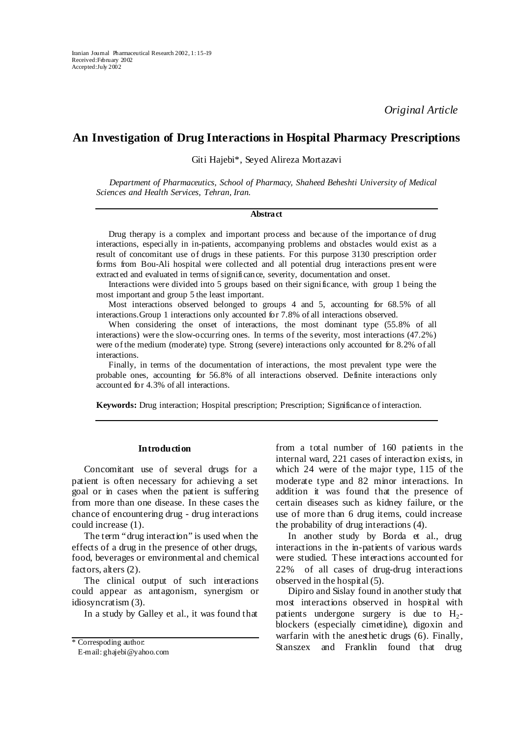*Original Article*

# An Investigation of Drug Interactions in Hospital Pharmacy Prescriptions

Giti Hajebi*, Seyed Alireza Mortazavi

*Department of Pharmaceutics, School of Pharmacy, Shaheed Beheshti University of Medical Sciences and Health Services, Tehran, Iran.*

## Abstract

Drug therapy is a complex and important process and because of the importance of drug interactions, especially in in-patients, accompanying problems and obstacles would exist as a result of concomitant use of drugs in these patients. For this purpose 3130 prescription order forms from Bou-Ali hospital were collected and all potential drug interactions present were extracted and evaluated in terms of significance, severity, documentation and onset.

Interactions were divided into 5 groups based on their significance, with group 1 being the most important and group 5 the least important.

Most interactions observed belonged to groups 4 and 5, accounting for 68.5% of all interactions. Group 1 interactions only accounted for 7.8% of all interactions observed.

When considering the onset of interactions, the most dominant type (55.8% of all interactions) were the slow-occurring ones. In terms of the severity, most interactions (47.2%) were of the medium (moderate) type. Strong (severe) interactions only accounted for 8.2% of all interactions.

Finally, in terms of the documentation of interactions, the most prevalent type were the probable ones, accounting for 56.8% of all interactions observed. Definite interactions only accounted for 4.3% of all interactions.

**Keywords:** Drug interaction; Hospital prescription; Prescription; Significance of interaction.

## Introduction

Concomitant use of several drugs for a patient is often necessary for achieving a set goal or in cases when the patient is suffering from more than one disease. In these cases the chance of encountering drug - drug interactions could increase (1).

The term "drug interaction" is used when the effects of a drug in the presence of other drugs, food, beverages or environmental and chemical factors, alters (2).

The clinical output of such interactions could appear as antagonism, synergism or idiosyncratism (3).

In a study by Galley et al., it was found that from a total number of 160 patients in the internal ward, 221 cases of interaction exists, in which 24 were of the major type, 115 of the moderate type and 82 minor interactions. In addition it was found that the presence of certain diseases such as kidney failure, or the use of more than 6 drug items, could increase the probability of drug interactions (4).

In another study by Borda et al., drug interactions in the in-patients of various wards were studied. These interactions accounted for 22% of all cases of drug-drug interactions observed in the hospital (5).

Dipiro and Sislay found in another study that most interactions observed in hospital with patients undergone surgery is due to $H_2$-blockers (especially cimetidine), digoxin and warfarin with the anesthetic drugs (6). Finally, Stanszex and Franklin found that drug

\* Correspoding author:
E-mail: ghajebi@yahoo.com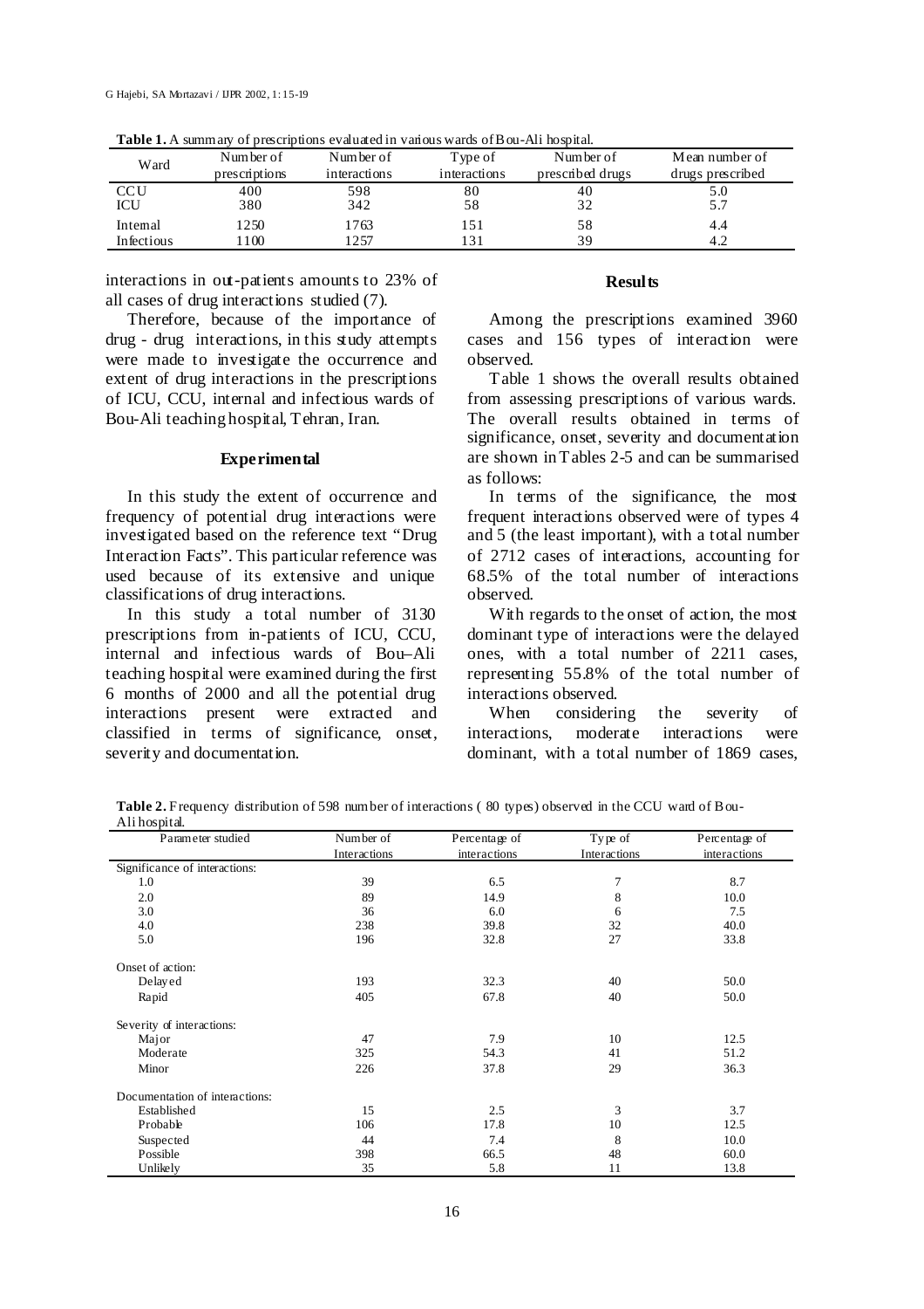**Table 1.** A summary of prescriptions evaluated in various wards of Bou-Ali hospital.

| Ward | Number of prescriptions | Number of interactions | Type of interactions | Number of prescribed drugs | Mean number of drugs prescribed |
|---|---|---|---|---|---|
| CCU | 400 | 598 | 80 | 40 | 5.0 |
| ICU | 380 | 342 | 58 | 32 | 5.7 |
| Internal | 1250 | 1763 | 151 | 58 | 4.4 |
| Infectious | 1100 | 1257 | 131 | 39 | 4.2 |

interactions in out-patients amounts to 23% of all cases of drug interactions studied (7).

Therefore, because of the importance of drug - drug interactions, in this study attempts were made to investigate the occurrence and extent of drug interactions in the prescriptions of ICU, CCU, internal and infectious wards of Bou-Ali teaching hospital, Tehran, Iran.

## Experimental

In this study the extent of occurrence and frequency of potential drug interactions were investigated based on the reference text "Drug Interaction Facts". This particular reference was used because of its extensive and unique classifications of drug interactions.

In this study a total number of 3130 prescriptions from in-patients of ICU, CCU, internal and infectious wards of Bou–Ali teaching hospital were examined during the first 6 months of 2000 and all the potential drug interactions present were extracted and classified in terms of significance, onset, severity and documentation.

## Results

Among the prescriptions examined 3960 cases and 156 types of interaction were observed.

Table 1 shows the overall results obtained from assessing prescriptions of various wards. The overall results obtained in terms of significance, onset, severity and documentation are shown in Tables 2-5 and can be summarised as follows:

In terms of the significance, the most frequent interactions observed were of types 4 and 5 (the least important), with a total number of 2712 cases of interactions, accounting for 68.5% of the total number of interactions observed.

With regards to the onset of action, the most dominant type of interactions were the delayed ones, with a total number of 2211 cases, representing 55.8% of the total number of interactions observed.

When considering the severity of interactions, moderate interactions were dominant, with a total number of 1869 cases,

**Table 2.** Frequency distribution of 598 number of interactions ( 80 types) observed in the CCU ward of Bou-Ali hospital.

| Parameter studied | Number of Interactions | Percentage of interactions | Type of Interactions | Percentage of interactions |
|---|---|---|---|---|
| Significance of interactions: | | | | |
| 1.0 | 39 | 6.5 | 7 | 8.7 |
| 2.0 | 89 | 14.9 | 8 | 10.0 |
| 3.0 | 36 | 6.0 | 6 | 7.5 |
| 4.0 | 238 | 39.8 | 32 | 40.0 |
| 5.0 | 196 | 32.8 | 27 | 33.8 |
| Onset of action: | | | | |
| Delayed | 193 | 32.3 | 40 | 50.0 |
| Rapid | 405 | 67.8 | 40 | 50.0 |
| Severity of interactions: | | | | |
| Major | 47 | 7.9 | 10 | 12.5 |
| Moderate | 325 | 54.3 | 41 | 51.2 |
| Minor | 226 | 37.8 | 29 | 36.3 |
| Documentation of interactions: | | | | |
| Established | 15 | 2.5 | 3 | 3.7 |
| Probable | 106 | 17.8 | 10 | 12.5 |
| Suspected | 44 | 7.4 | 8 | 10.0 |
| Possible | 398 | 66.5 | 48 | 60.0 |
| Unlikely | 35 | 5.8 | 11 | 13.8 |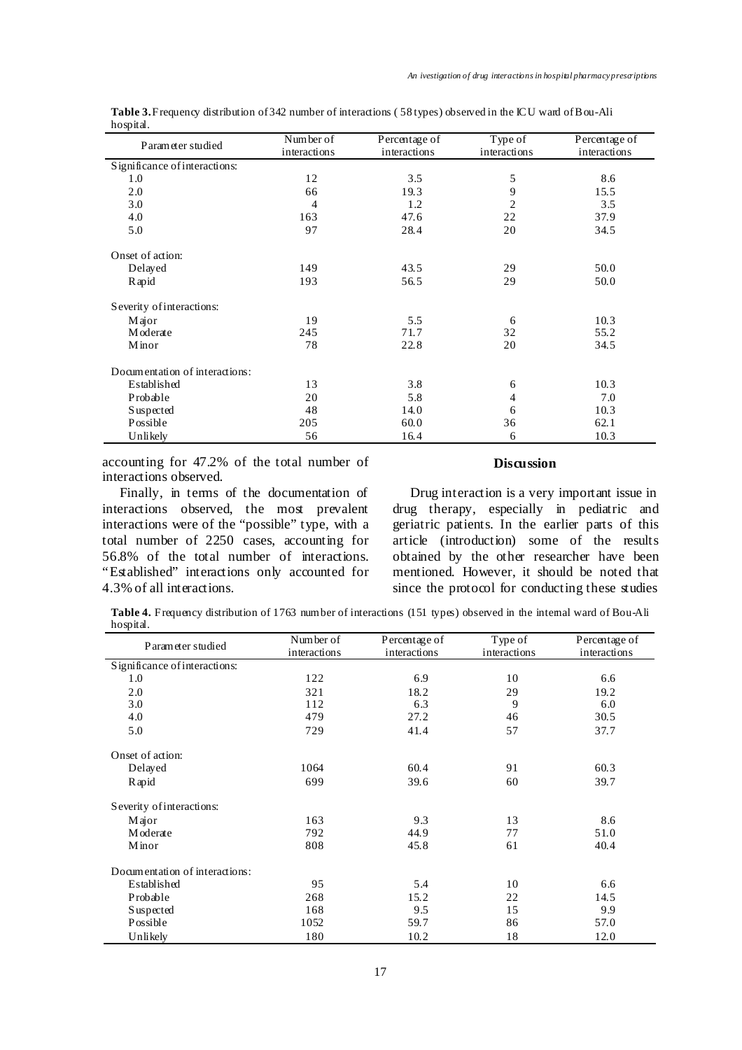**Table 3.** Frequency distribution of 342 number of interactions ( 58 types) observed in the ICU ward of Bou-Ali hospital.

| Parameter studied | Number of interactions | Percentage of interactions | Type of interactions | Percentage of interactions |
|---|---|---|---|---|
| Significance of interactions: | | | | |
| 1.0 | 12 | 3.5 | 5 | 8.6 |
| 2.0 | 66 | 19.3 | 9 | 15.5 |
| 3.0 | 4 | 1.2 | 2 | 3.5 |
| 4.0 | 163 | 47.6 | 22 | 37.9 |
| 5.0 | 97 | 28.4 | 20 | 34.5 |
| Onset of action: | | | | |
| Delayed | 149 | 43.5 | 29 | 50.0 |
| Rapid | 193 | 56.5 | 29 | 50.0 |
| Severity of interactions: | | | | |
| Major | 19 | 5.5 | 6 | 10.3 |
| Moderate | 245 | 71.7 | 32 | 55.2 |
| Minor | 78 | 22.8 | 20 | 34.5 |
| Documentation of interactions: | | | | |
| Established | 13 | 3.8 | 6 | 10.3 |
| Probable | 20 | 5.8 | 4 | 7.0 |
| Suspected | 48 | 14.0 | 6 | 10.3 |
| Possible | 205 | 60.0 | 36 | 62.1 |
| Unlikely | 56 | 16.4 | 6 | 10.3 |

accounting for 47.2% of the total number of interactions observed.

Finally, in terms of the documentation of interactions observed, the most prevalent interactions were of the "possible" type, with a total number of 2250 cases, accounting for 56.8% of the total number of interactions. "Established" interactions only accounted for 4.3% of all interactions.

## Discussion

Drug interaction is a very important issue in drug therapy, especially in pediatric and geriatric patients. In the earlier parts of this article (introduction) some of the results obtained by the other researcher have been mentioned. However, it should be noted that since the protocol for conducting these studies

**Table 4.** Frequency distribution of 1763 number of interactions (151 types) observed in the internal ward of Bou-Ali hospital.

| Parameter studied | Number of interactions | Percentage of interactions | Type of interactions | Percentage of interactions |
|---|---|---|---|---|
| Significance of interactions: | | | | |
| 1.0 | 122 | 6.9 | 10 | 6.6 |
| 2.0 | 321 | 18.2 | 29 | 19.2 |
| 3.0 | 112 | 6.3 | 9 | 6.0 |
| 4.0 | 479 | 27.2 | 46 | 30.5 |
| 5.0 | 729 | 41.4 | 57 | 37.7 |
| Onset of action: | | | | |
| Delayed | 1064 | 60.4 | 91 | 60.3 |
| Rapid | 699 | 39.6 | 60 | 39.7 |
| Severity of interactions: | | | | |
| Major | 163 | 9.3 | 13 | 8.6 |
| Moderate | 792 | 44.9 | 77 | 51.0 |
| Minor | 808 | 45.8 | 61 | 40.4 |
| Documentation of interactions: | | | | |
| Established | 95 | 5.4 | 10 | 6.6 |
| Probable | 268 | 15.2 | 22 | 14.5 |
| Suspected | 168 | 9.5 | 15 | 9.9 |
| Possible | 1052 | 59.7 | 86 | 57.0 |
| Unlikely | 180 | 10.2 | 18 | 12.0 |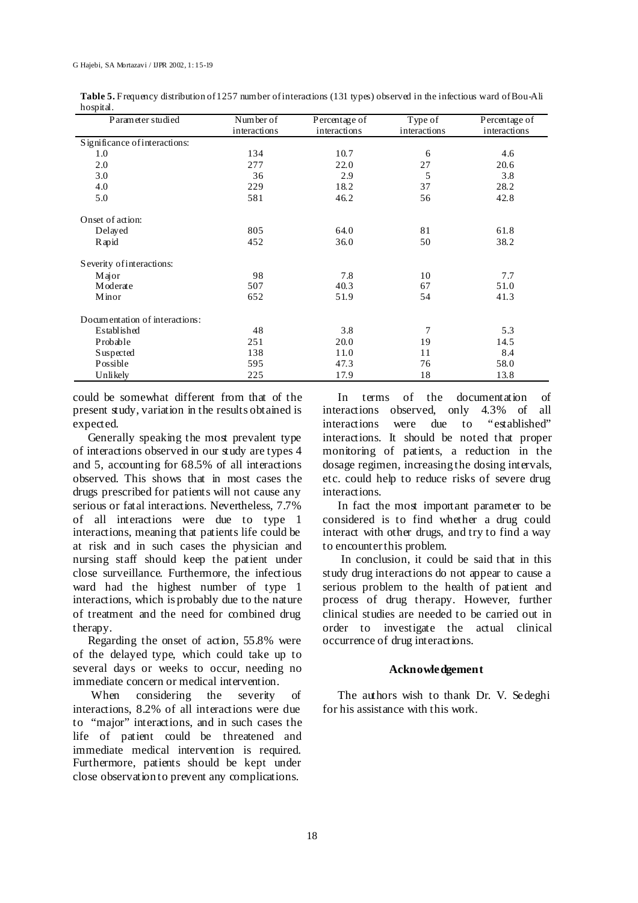**Table 5.** Frequency distribution of 1257 number of interactions (131 types) observed in the infectious ward of Bou-Ali hospital.

| Parameter studied | Number of interactions | Percentage of interactions | Type of interactions | Percentage of interactions |
|---|---|---|---|---|
| Significance of interactions: | | | | |
| 1.0 | 134 | 10.7 | 6 | 4.6 |
| 2.0 | 277 | 22.0 | 27 | 20.6 |
| 3.0 | 36 | 2.9 | 5 | 3.8 |
| 4.0 | 229 | 18.2 | 37 | 28.2 |
| 5.0 | 581 | 46.2 | 56 | 42.8 |
| Onset of action: | | | | |
| Delayed | 805 | 64.0 | 81 | 61.8 |
| Rapid | 452 | 36.0 | 50 | 38.2 |
| Severity of interactions: | | | | |
| Major | 98 | 7.8 | 10 | 7.7 |
| Moderate | 507 | 40.3 | 67 | 51.0 |
| Minor | 652 | 51.9 | 54 | 41.3 |
| Documentation of interactions: | | | | |
| Established | 48 | 3.8 | 7 | 5.3 |
| Probable | 251 | 20.0 | 19 | 14.5 |
| Suspected | 138 | 11.0 | 11 | 8.4 |
| Possible | 595 | 47.3 | 76 | 58.0 |
| Unlikely | 225 | 17.9 | 18 | 13.8 |

could be somewhat different from that of the present study, variation in the results obtained is expected.

Generally speaking the most prevalent type of interactions observed in our study are types 4 and 5, accounting for 68.5% of all interactions observed. This shows that in most cases the drugs prescribed for patients will not cause any serious or fatal interactions. Nevertheless, 7.7% of all interactions were due to type 1 interactions, meaning that patients life could be at risk and in such cases the physician and nursing staff should keep the patient under close surveillance. Furthermore, the infectious ward had the highest number of type 1 interactions, which is probably due to the nature of treatment and the need for combined drug therapy.

Regarding the onset of action, 55.8% were of the delayed type, which could take up to several days or weeks to occur, needing no immediate concern or medical intervention.

When considering the severity of interactions, 8.2% of all interactions were due to "major" interactions, and in such cases the life of patient could be threatened and immediate medical intervention is required. Furthermore, patients should be kept under close observation to prevent any complications.

In terms of the documentation of interactions observed, only 4.3% of all interactions were due to "established" interactions. It should be noted that proper monitoring of patients, a reduction in the dosage regimen, increasing the dosing intervals, etc. could help to reduce risks of severe drug interactions.

In fact the most important parameter to be considered is to find whether a drug could interact with other drugs, and try to find a way to encounter this problem.

In conclusion, it could be said that in this study drug interactions do not appear to cause a serious problem to the health of patient and process of drug therapy. However, further clinical studies are needed to be carried out in order to investigate the actual clinical occurrence of drug interactions.

## Acknowledgement

The authors wish to thank Dr. V. Sedeghi for his assistance with this work.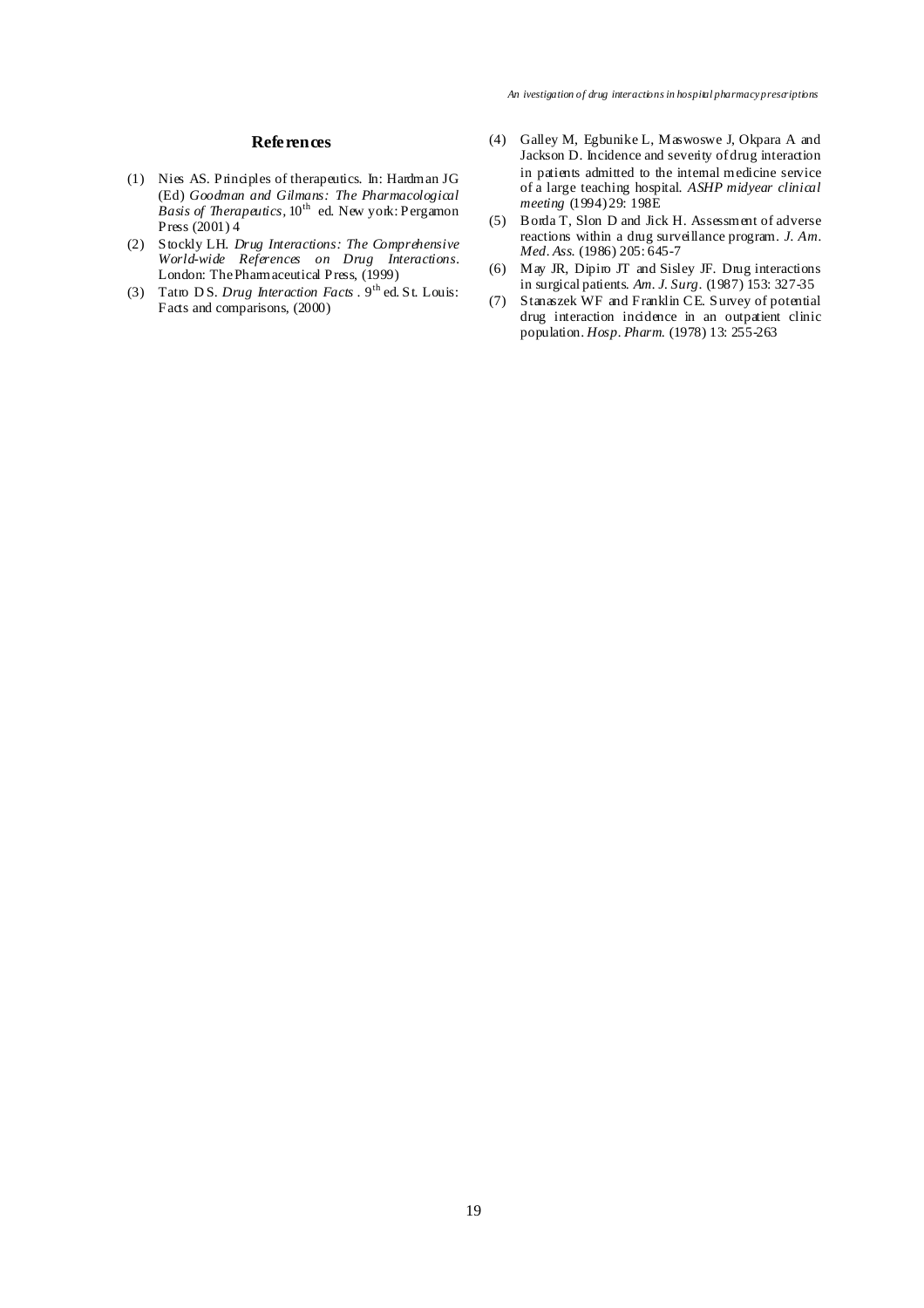## References

(1) Nies AS. Principles of therapeutics. In: Hardman JG (Ed) *Goodman and Gilmans: The Pharmacological Basis of Therapeutics*, 10th ed. New york: Pergamon Press (2001) 4

(2) Stockly LH. *Drug Interactions: The Comprehensive World-wide References on Drug Interactions*. London: The Pharmaceutical Press, (1999)

(3) Tatro DS. *Drug Interaction Facts*. 9th ed. St. Louis: Facts and comparisons, (2000)

(4) Galley M, Egbunike L, Maswoswe J, Okpara A and Jackson D. Incidence and severity of drug interaction in patients admitted to the internal medicine service of a large teaching hospital. *ASHP midyear clinical meeting* (1994) 29: 198E

(5) Borda T, Slon D and Jick H. Assessment of adverse reactions within a drug surveillance program. *J. Am. Med. Ass.* (1986) 205: 645-7

(6) May JR, Dipiro JT and Sisley JF. Drug interactions in surgical patients. *Am. J. Surg.* (1987) 153: 327-35

(7) Stanaszek WF and Franklin CE. Survey of potential drug interaction incidence in an outpatient clinic population. *Hosp. Pharm.* (1978) 13: 255-263